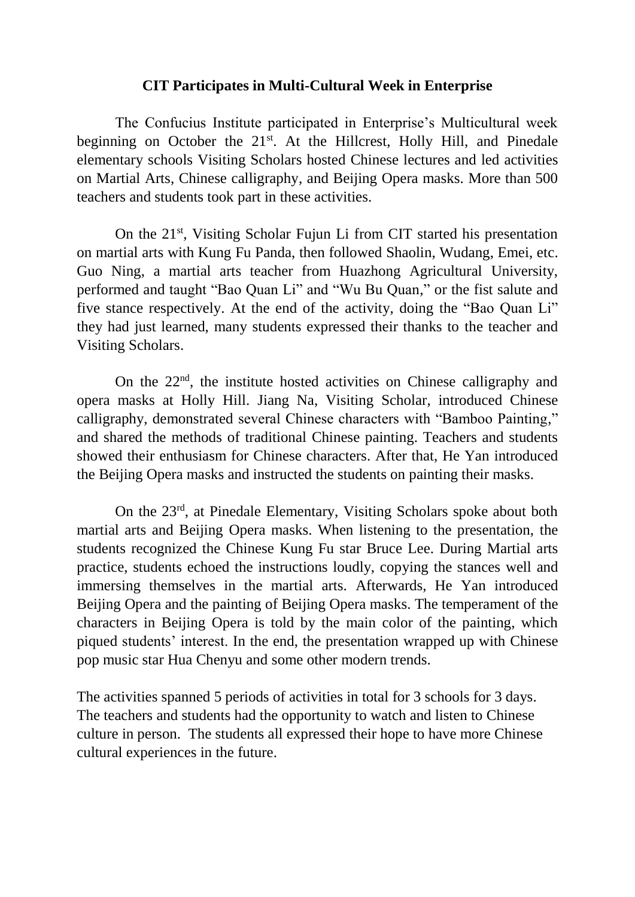# CIT Participates in Multi-Cultural Week in Enterprise

The Confucius Institute participated in Enterprise's Multicultural week beginning on October the 21st. At the Hillcrest, Holly Hill, and Pinedale elementary schools Visiting Scholars hosted Chinese lectures and led activities on Martial Arts, Chinese calligraphy, and Beijing Opera masks. More than 500 teachers and students took part in these activities.

On the 21st, Visiting Scholar Fujun Li from CIT started his presentation on martial arts with Kung Fu Panda, then followed Shaolin, Wudang, Emei, etc. Guo Ning, a martial arts teacher from Huazhong Agricultural University, performed and taught "Bao Quan Li" and "Wu Bu Quan," or the fist salute and five stance respectively. At the end of the activity, doing the "Bao Quan Li" they had just learned, many students expressed their thanks to the teacher and Visiting Scholars.

On the 22nd, the institute hosted activities on Chinese calligraphy and opera masks at Holly Hill. Jiang Na, Visiting Scholar, introduced Chinese calligraphy, demonstrated several Chinese characters with "Bamboo Painting," and shared the methods of traditional Chinese painting. Teachers and students showed their enthusiasm for Chinese characters. After that, He Yan introduced the Beijing Opera masks and instructed the students on painting their masks.

On the 23rd, at Pinedale Elementary, Visiting Scholars spoke about both martial arts and Beijing Opera masks. When listening to the presentation, the students recognized the Chinese Kung Fu star Bruce Lee. During Martial arts practice, students echoed the instructions loudly, copying the stances well and immersing themselves in the martial arts. Afterwards, He Yan introduced Beijing Opera and the painting of Beijing Opera masks. The temperament of the characters in Beijing Opera is told by the main color of the painting, which piqued students' interest. In the end, the presentation wrapped up with Chinese pop music star Hua Chenyu and some other modern trends.

The activities spanned 5 periods of activities in total for 3 schools for 3 days. The teachers and students had the opportunity to watch and listen to Chinese culture in person. The students all expressed their hope to have more Chinese cultural experiences in the future.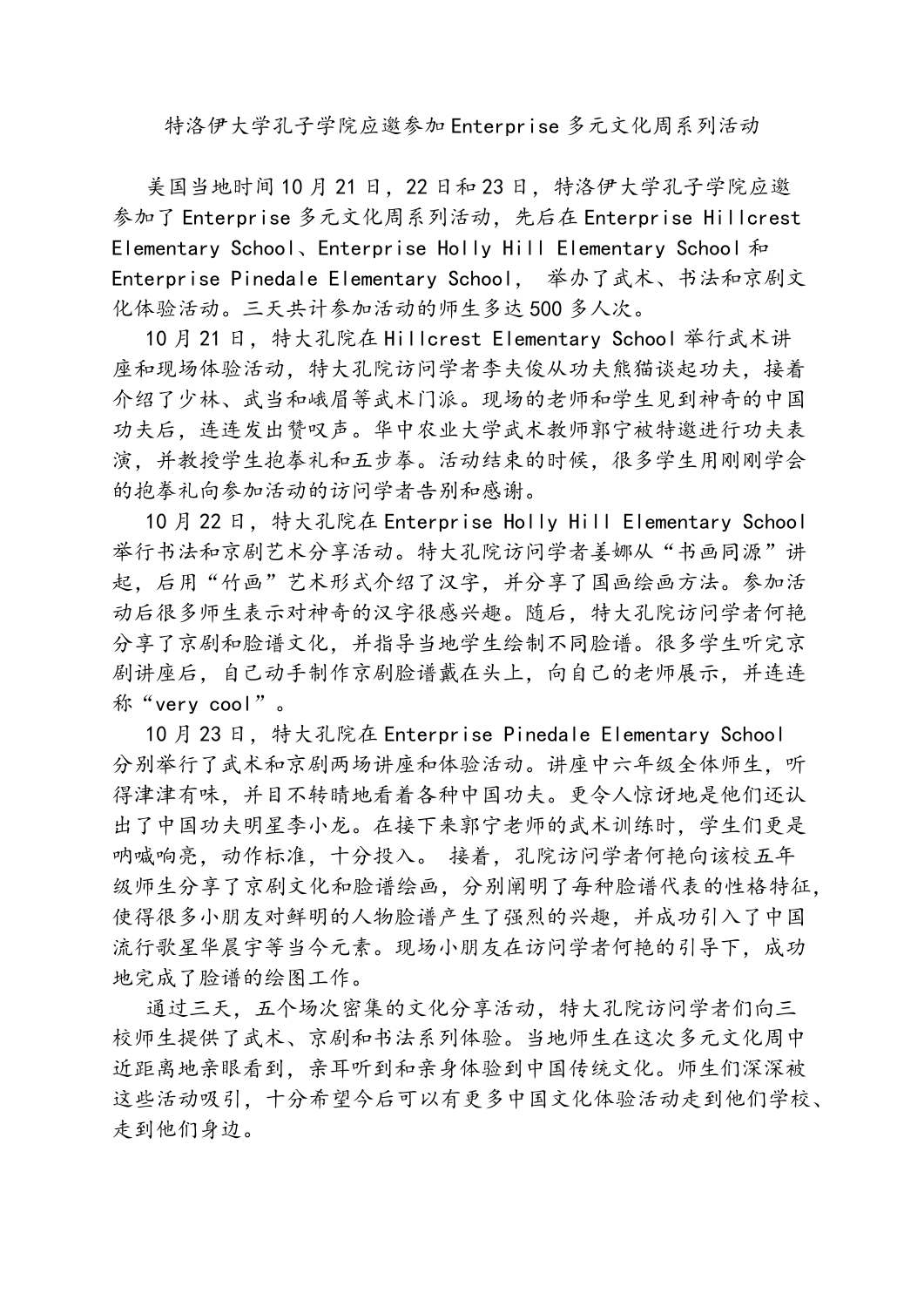# 特洛伊大学孔子学院应邀参加Enterprise多元文化周系列活动

美国当地时间10月21日，22日和23日，特洛伊大学孔子学院应邀参加了Enterprise多元文化周系列活动，先后在Enterprise Hillcrest Elementary School、Enterprise Holly Hill Elementary School和Enterprise Pinedale Elementary School， 举办了武术、书法和京剧文化体验活动。三天共计参加活动的师生多达500多人次。

10月21日，特大孔院在Hillcrest Elementary School举行武术讲座和现场体验活动，特大孔院访问学者李夫俊从功夫熊猫谈起功夫，接着介绍了少林、武当和峨眉等武术门派。现场的老师和学生见到神奇的中国功夫后，连连发出赞叹声。华中农业大学武术教师郭宁被特邀进行功夫表演，并教授学生抱拳礼和五步拳。活动结束的时候，很多学生用刚刚学会的抱拳礼向参加活动的访问学者告别和感谢。

10月22日，特大孔院在Enterprise Holly Hill Elementary School举行书法和京剧艺术分享活动。特大孔院访问学者姜娜从"书画同源"讲起，后用"竹画"艺术形式介绍了汉字，并分享了国画绘画方法。参加活动后很多师生表示对神奇的汉字很感兴趣。随后，特大孔院访问学者何艳分享了京剧和脸谱文化，并指导当地学生绘制不同脸谱。很多学生听完京剧讲座后，自己动手制作京剧脸谱戴在头上，向自己的老师展示，并连连称"very cool"。

10月23日，特大孔院在Enterprise Pinedale Elementary School分别举行了武术和京剧两场讲座和体验活动。讲座中六年级全体师生，听得津津有味，并目不转睛地看着各种中国功夫。更令人惊讶地是他们还认出了中国功夫明星李小龙。在接下来郭宁老师的武术训练时，学生们更是呐喊响亮，动作标准，十分投入。 接着，孔院访问学者何艳向该校五年级师生分享了京剧文化和脸谱绘画，分别阐明了每种脸谱代表的性格特征，使得很多小朋友对鲜明的人物脸谱产生了强烈的兴趣，并成功引入了中国流行歌星华晨宇等当今元素。现场小朋友在访问学者何艳的引导下，成功地完成了脸谱的绘图工作。

通过三天，五个场次密集的文化分享活动，特大孔院访问学者们向三校师生提供了武术、京剧和书法系列体验。当地师生在这次多元文化周中近距离地亲眼看到，亲耳听到和亲身体验到中国传统文化。师生们深深被这些活动吸引，十分希望今后可以有更多中国文化体验活动走到他们学校、走到他们身边。